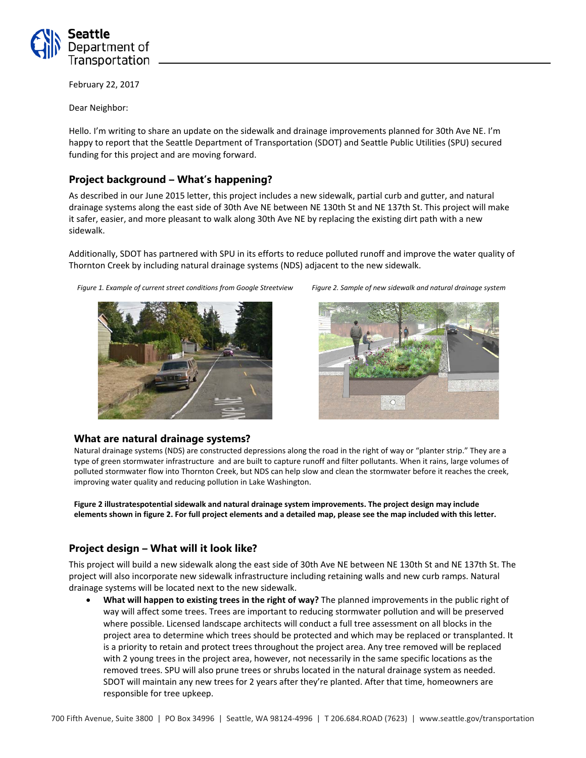February 22, 2017

Dear Neighbor:

Hello. I'm writing to share an update on the sidewalk and drainage improvements planned for 30th Ave NE. I'm happy to report that the Seattle Department of Transportation (SDOT) and Seattle Public Utilities (SPU) secured funding for this project and are moving forward.

## Project background – What's happening?

As described in our June 2015 letter, this project includes a new sidewalk, partial curb and gutter, and natural drainage systems along the east side of 30th Ave NE between NE 130th St and NE 137th St. This project will make it safer, easier, and more pleasant to walk along 30th Ave NE by replacing the existing dirt path with a new sidewalk.

Additionally, SDOT has partnered with SPU in its efforts to reduce polluted runoff and improve the water quality of Thornton Creek by including natural drainage systems (NDS) adjacent to the new sidewalk.

*Figure 1. Example of current street conditions from Google Streetview*

*Figure 2. Sample of new sidewalk and natural drainage system*

### What are natural drainage systems?

Natural drainage systems (NDS) are constructed depressions along the road in the right of way or "planter strip." They are a type of green stormwater infrastructure and are built to capture runoff and filter pollutants. When it rains, large volumes of polluted stormwater flow into Thornton Creek, but NDS can help slow and clean the stormwater before it reaches the creek, improving water quality and reducing pollution in Lake Washington.

**Figure 2 illustratespotential sidewalk and natural drainage system improvements. The project design may include elements shown in figure 2. For full project elements and a detailed map, please see the map included with this letter.**

## Project design – What will it look like?

This project will build a new sidewalk along the east side of 30th Ave NE between NE 130th St and NE 137th St. The project will also incorporate new sidewalk infrastructure including retaining walls and new curb ramps. Natural drainage systems will be located next to the new sidewalk.

- **What will happen to existing trees in the right of way?** The planned improvements in the public right of way will affect some trees. Trees are important to reducing stormwater pollution and will be preserved where possible. Licensed landscape architects will conduct a full tree assessment on all blocks in the project area to determine which trees should be protected and which may be replaced or transplanted. It is a priority to retain and protect trees throughout the project area. Any tree removed will be replaced with 2 young trees in the project area, however, not necessarily in the same specific locations as the removed trees. SPU will also prune trees or shrubs located in the natural drainage system as needed. SDOT will maintain any new trees for 2 years after they're planted. After that time, homeowners are responsible for tree upkeep.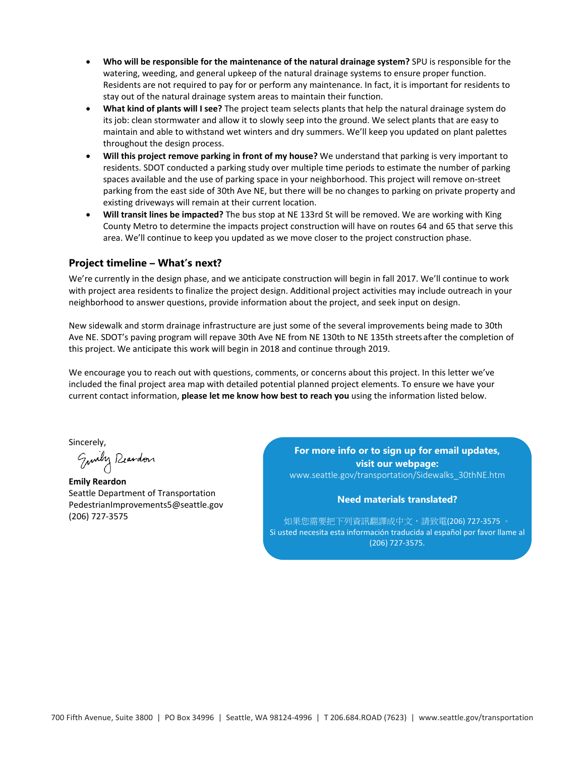- **Who will be responsible for the maintenance of the natural drainage system?** SPU is responsible for the watering, weeding, and general upkeep of the natural drainage systems to ensure proper function. Residents are not required to pay for or perform any maintenance. In fact, it is important for residents to stay out of the natural drainage system areas to maintain their function.
- **What kind of plants will I see?** The project team selects plants that help the natural drainage system do its job: clean stormwater and allow it to slowly seep into the ground. We select plants that are easy to maintain and able to withstand wet winters and dry summers. We'll keep you updated on plant palettes throughout the design process.
- **Will this project remove parking in front of my house?** We understand that parking is very important to residents. SDOT conducted a parking study over multiple time periods to estimate the number of parking spaces available and the use of parking space in your neighborhood. This project will remove on-street parking from the east side of 30th Ave NE, but there will be no changes to parking on private property and existing driveways will remain at their current location.
- **Will transit lines be impacted?** The bus stop at NE 133rd St will be removed. We are working with King County Metro to determine the impacts project construction will have on routes 64 and 65 that serve this area. We'll continue to keep you updated as we move closer to the project construction phase.

## Project timeline – What's next?

We're currently in the design phase, and we anticipate construction will begin in fall 2017. We'll continue to work with project area residents to finalize the project design. Additional project activities may include outreach in your neighborhood to answer questions, provide information about the project, and seek input on design.

New sidewalk and storm drainage infrastructure are just some of the several improvements being made to 30th Ave NE. SDOT's paving program will repave 30th Ave NE from NE 130th to NE 135th streets after the completion of this project. We anticipate this work will begin in 2018 and continue through 2019.

We encourage you to reach out with questions, comments, or concerns about this project. In this letter we've included the final project area map with detailed potential planned project elements. To ensure we have your current contact information, **please let me know how best to reach you** using the information listed below.

Sincerely,

Emily Reardon

**Emily Reardon**
Seattle Department of Transportation
PedestrianImprovements5@seattle.gov
(206) 727-3575

**For more info or to sign up for email updates, visit our webpage:**
www.seattle.gov/transportation/Sidewalks_30thNE.htm

**Need materials translated?**

如果您需要把下列資訊翻譯成中文，請致電(206) 727-3575 。
Si usted necesita esta información traducida al español por favor llame al (206) 727-3575.

700 Fifth Avenue, Suite 3800 | PO Box 34996 | Seattle, WA 98124-4996 | T 206.684.ROAD (7623) | www.seattle.gov/transportation